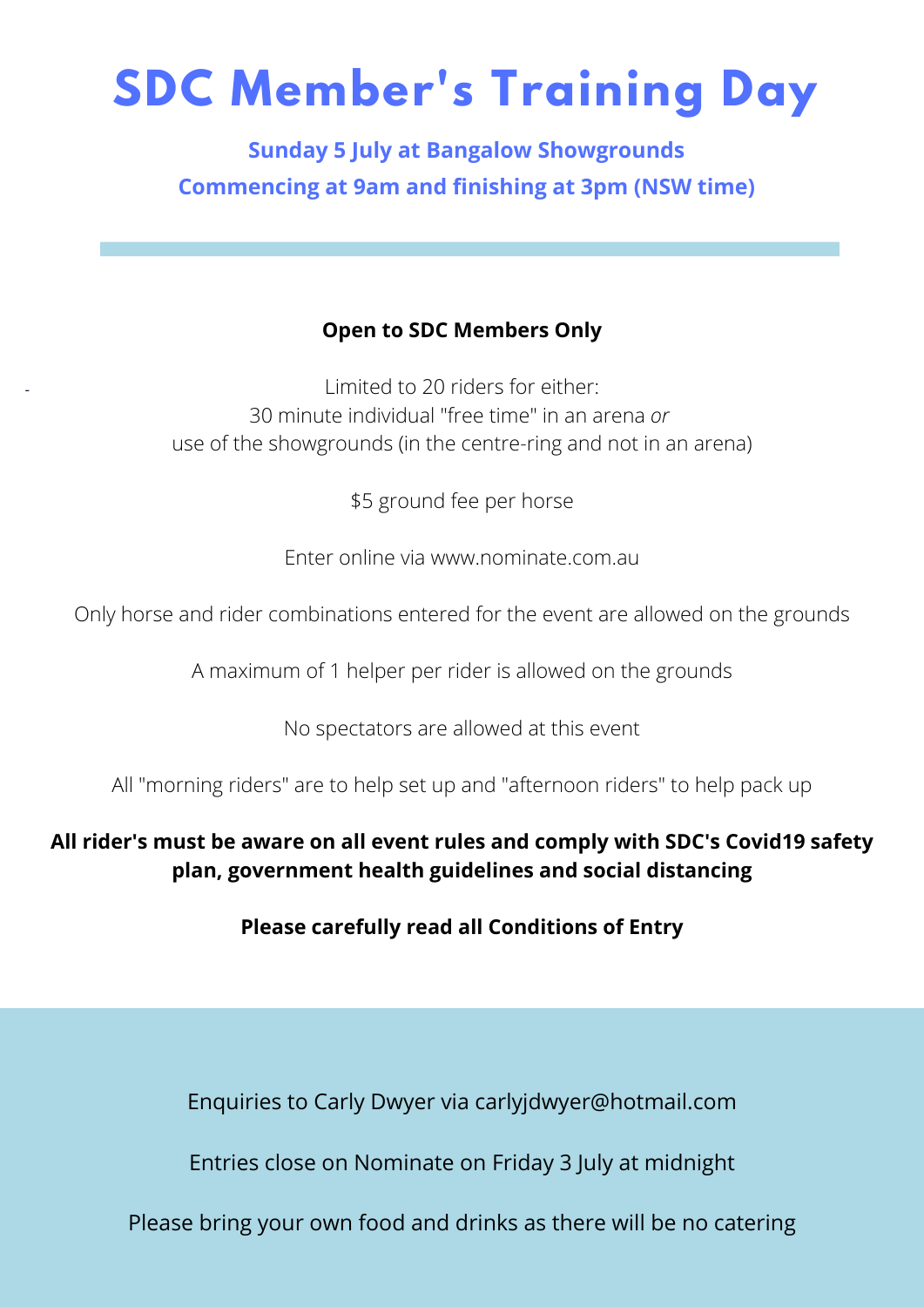# SDC Member's Training Day

**Sunday 5 July at Bangalow Showgrounds**

**Commencing at 9am and finishing at 3pm (NSW time)**

---

**Open to SDC Members Only**

Limited to 20 riders for either:
30 minute individual "free time" in an arena *or*
use of the showgrounds (in the centre-ring and not in an arena)

$5 ground fee per horse

Enter online via www.nominate.com.au

Only horse and rider combinations entered for the event are allowed on the grounds

A maximum of 1 helper per rider is allowed on the grounds

No spectators are allowed at this event

All "morning riders" are to help set up and "afternoon riders" to help pack up

**All rider's must be aware on all event rules and comply with SDC's Covid19 safety plan, government health guidelines and social distancing**

**Please carefully read all Conditions of Entry**

Enquiries to Carly Dwyer via carlyjdwyer@hotmail.com

Entries close on Nominate on Friday 3 July at midnight

Please bring your own food and drinks as there will be no catering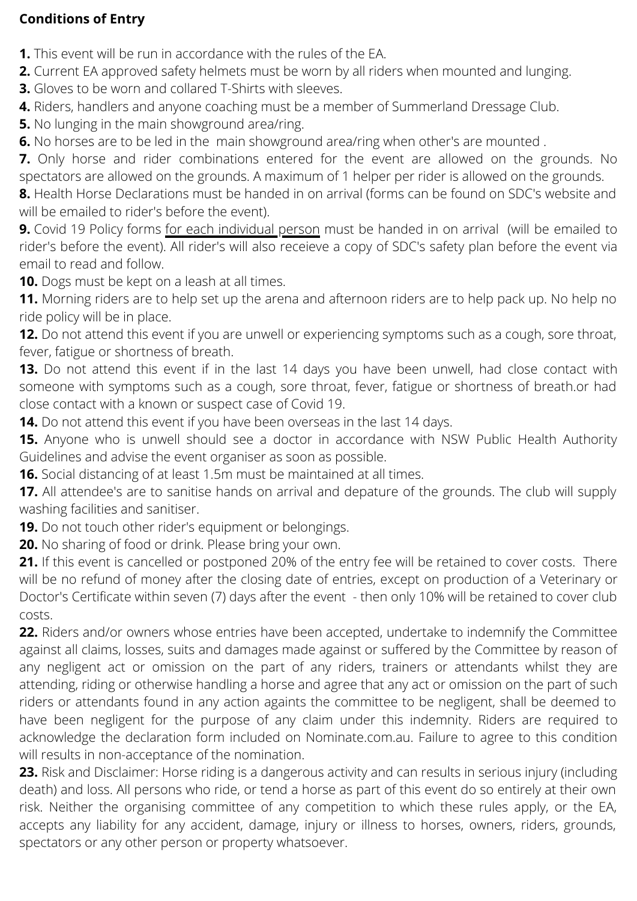**Conditions of Entry**

**1.** This event will be run in accordance with the rules of the EA.

**2.** Current EA approved safety helmets must be worn by all riders when mounted and lunging.

**3.** Gloves to be worn and collared T-Shirts with sleeves.

**4.** Riders, handlers and anyone coaching must be a member of Summerland Dressage Club.

**5.** No lunging in the main showground area/ring.

**6.** No horses are to be led in the main showground area/ring when other's are mounted .

**7.** Only horse and rider combinations entered for the event are allowed on the grounds. No spectators are allowed on the grounds. A maximum of 1 helper per rider is allowed on the grounds.

**8.** Health Horse Declarations must be handed in on arrival (forms can be found on SDC's website and will be emailed to rider's before the event).

**9.** Covid 19 Policy forms <u>for each individual person</u> must be handed in on arrival (will be emailed to rider's before the event). All rider's will also receieve a copy of SDC's safety plan before the event via email to read and follow.

**10.** Dogs must be kept on a leash at all times.

**11.** Morning riders are to help set up the arena and afternoon riders are to help pack up. No help no ride policy will be in place.

**12.** Do not attend this event if you are unwell or experiencing symptoms such as a cough, sore throat, fever, fatigue or shortness of breath.

**13.** Do not attend this event if in the last 14 days you have been unwell, had close contact with someone with symptoms such as a cough, sore throat, fever, fatigue or shortness of breath.or had close contact with a known or suspect case of Covid 19.

**14.** Do not attend this event if you have been overseas in the last 14 days.

**15.** Anyone who is unwell should see a doctor in accordance with NSW Public Health Authority Guidelines and advise the event organiser as soon as possible.

**16.** Social distancing of at least 1.5m must be maintained at all times.

**17.** All attendee's are to sanitise hands on arrival and depature of the grounds. The club will supply washing facilities and sanitiser.

**19.** Do not touch other rider's equipment or belongings.

**20.** No sharing of food or drink. Please bring your own.

**21.** If this event is cancelled or postponed 20% of the entry fee will be retained to cover costs. There will be no refund of money after the closing date of entries, except on production of a Veterinary or Doctor's Certificate within seven (7) days after the event - then only 10% will be retained to cover club costs.

**22.** Riders and/or owners whose entries have been accepted, undertake to indemnify the Committee against all claims, losses, suits and damages made against or suffered by the Committee by reason of any negligent act or omission on the part of any riders, trainers or attendants whilst they are attending, riding or otherwise handling a horse and agree that any act or omission on the part of such riders or attendants found in any action againts the committee to be negligent, shall be deemed to have been negligent for the purpose of any claim under this indemnity. Riders are required to acknowledge the declaration form included on Nominate.com.au. Failure to agree to this condition will results in non-acceptance of the nomination.

**23.** Risk and Disclaimer: Horse riding is a dangerous activity and can results in serious injury (including death) and loss. All persons who ride, or tend a horse as part of this event do so entirely at their own risk. Neither the organising committee of any competition to which these rules apply, or the EA, accepts any liability for any accident, damage, injury or illness to horses, owners, riders, grounds, spectators or any other person or property whatsoever.